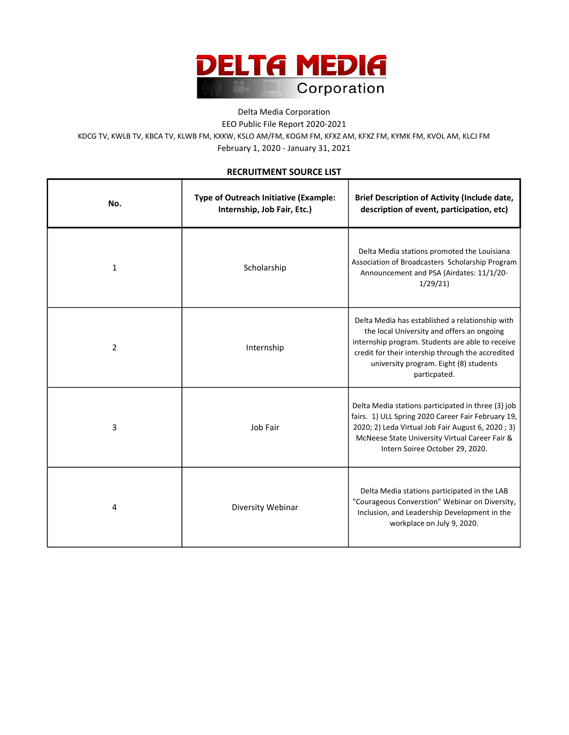# DELTA MEDIA Corporation

Delta Media Corporation

EEO Public File Report 2020-2021

KDCG TV, KWLB TV, KBCA TV, KLWB FM, KXKW, KSLO AM/FM, KOGM FM, KFXZ AM, KFXZ FM, KYMK FM, KVOL AM, KLCJ FM

February 1, 2020 - January 31, 2021

## RECRUITMENT SOURCE LIST

| No. | Type of Outreach Initiative (Example: Internship, Job Fair, Etc.) | Brief Description of Activity (Include date, description of event, participation, etc) |
|---|---|---|
| 1 | Scholarship | Delta Media stations promoted the Louisiana Association of Broadcasters Scholarship Program Announcement and PSA (Airdates: 11/1/20-1/29/21) |
| 2 | Internship | Delta Media has established a relationship with the local University and offers an ongoing internship program. Students are able to receive credit for their intership through the accredited university program. Eight (8) students particpated. |
| 3 | Job Fair | Delta Media stations participated in three (3) job fairs. 1) ULL Spring 2020 Career Fair February 19, 2020; 2) Leda Virtual Job Fair August 6, 2020 ; 3) McNeese State University Virtual Career Fair & Intern Soiree October 29, 2020. |
| 4 | Diversity Webinar | Delta Media stations participated in the LAB "Courageous Converstion" Webinar on Diversity, Inclusion, and Leadership Development in the workplace on July 9, 2020. |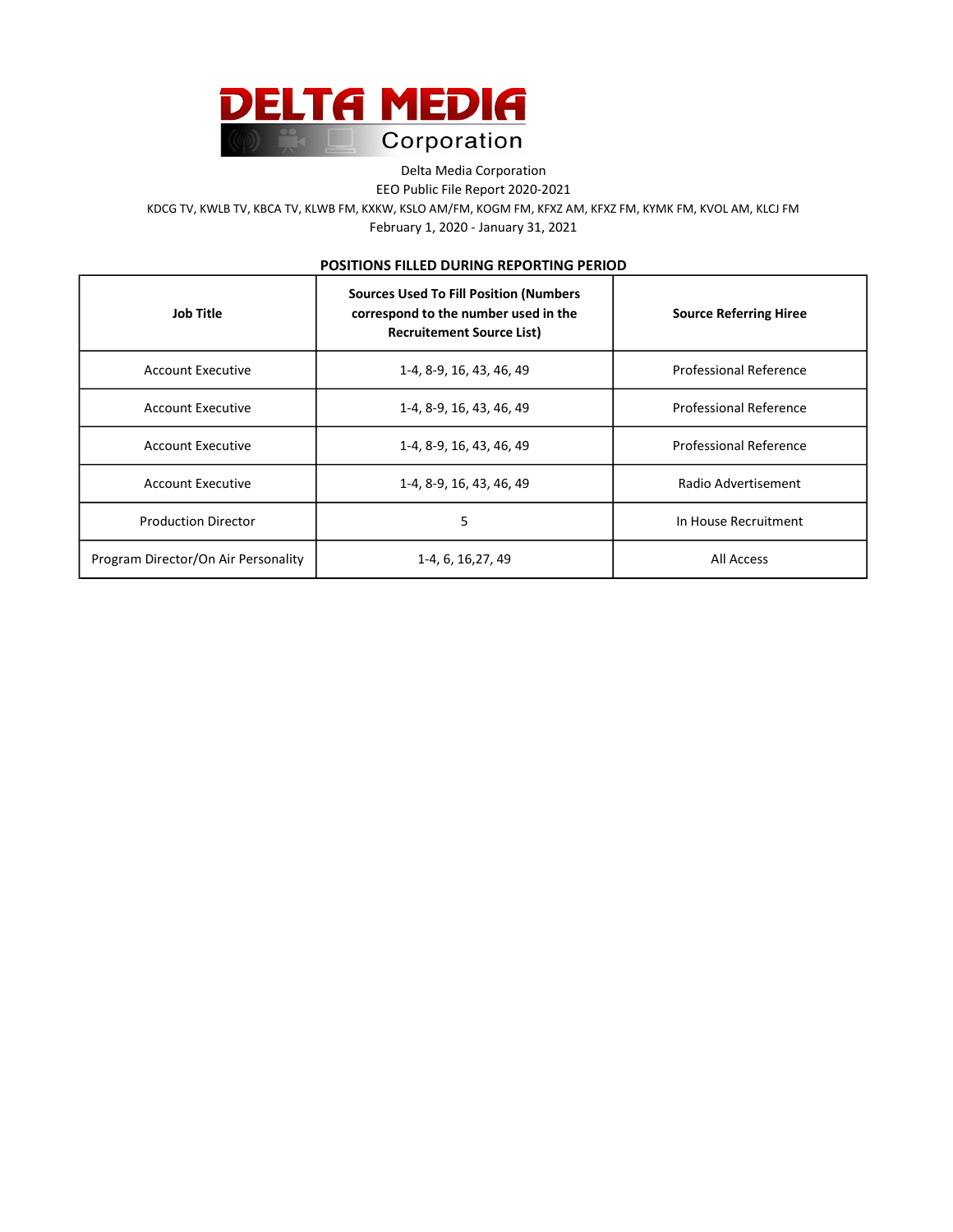DELTA MEDIA Corporation

Delta Media Corporation

EEO Public File Report 2020-2021

KDCG TV, KWLB TV, KBCA TV, KLWB FM, KXKW, KSLO AM/FM, KOGM FM, KFXZ AM, KFXZ FM, KYMK FM, KVOL AM, KLCJ FM

February 1, 2020 - January 31, 2021

## POSITIONS FILLED DURING REPORTING PERIOD

| Job Title | Sources Used To Fill Position (Numbers correspond to the number used in the Recruitement Source List) | Source Referring Hiree |
|---|---|---|
| Account Executive | 1-4, 8-9, 16, 43, 46, 49 | Professional Reference |
| Account Executive | 1-4, 8-9, 16, 43, 46, 49 | Professional Reference |
| Account Executive | 1-4, 8-9, 16, 43, 46, 49 | Professional Reference |
| Account Executive | 1-4, 8-9, 16, 43, 46, 49 | Radio Advertisement |
| Production Director | 5 | In House Recruitment |
| Program Director/On Air Personality | 1-4, 6, 16,27, 49 | All Access |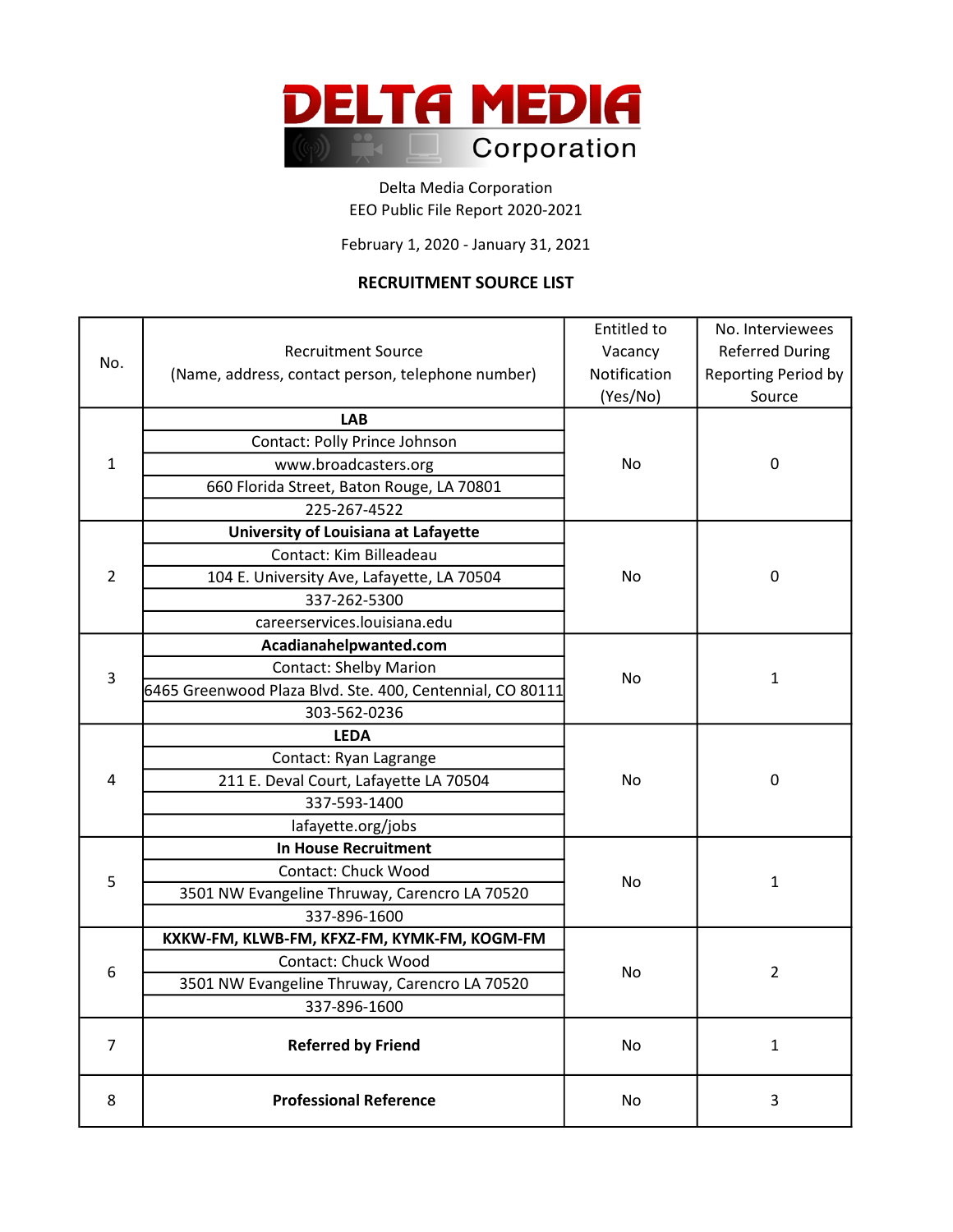# DELTA MEDIA Corporation

Delta Media Corporation
EEO Public File Report 2020-2021

February 1, 2020 - January 31, 2021

**RECRUITMENT SOURCE LIST**

| No. | Recruitment Source (Name, address, contact person, telephone number) | Entitled to Vacancy Notification (Yes/No) | No. Interviewees Referred During Reporting Period by Source |
|---|---|---|---|
| 1 | **LAB**<br>Contact: Polly Prince Johnson<br>www.broadcasters.org<br>660 Florida Street, Baton Rouge, LA 70801<br>225-267-4522 | No | 0 |
| 2 | **University of Louisiana at Lafayette**<br>Contact: Kim Billeadeau<br>104 E. University Ave, Lafayette, LA 70504<br>337-262-5300<br>careerservices.louisiana.edu | No | 0 |
| 3 | **Acadianahelpwanted.com**<br>Contact: Shelby Marion<br>6465 Greenwood Plaza Blvd. Ste. 400, Centennial, CO 80111<br>303-562-0236 | No | 1 |
| 4 | **LEDA**<br>Contact: Ryan Lagrange<br>211 E. Deval Court, Lafayette LA 70504<br>337-593-1400<br>lafayette.org/jobs | No | 0 |
| 5 | **In House Recruitment**<br>Contact: Chuck Wood<br>3501 NW Evangeline Thruway, Carencro LA 70520<br>337-896-1600 | No | 1 |
| 6 | **KXKW-FM, KLWB-FM, KFXZ-FM, KYMK-FM, KOGM-FM**<br>Contact: Chuck Wood<br>3501 NW Evangeline Thruway, Carencro LA 70520<br>337-896-1600 | No | 2 |
| 7 | **Referred by Friend** | No | 1 |
| 8 | **Professional Reference** | No | 3 |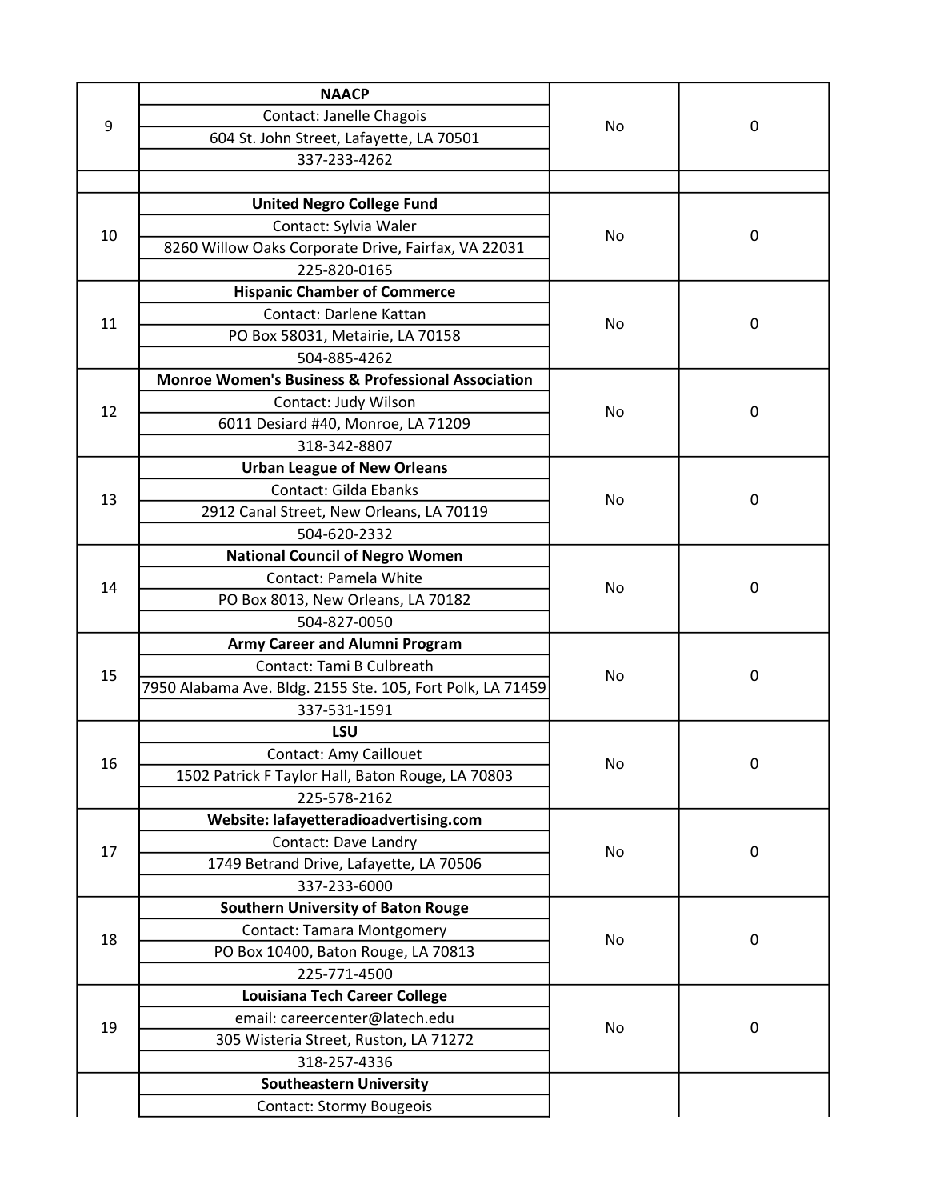| | | | |
|---|---|---|---|
| 9 | **NAACP**<br>Contact: Janelle Chagois<br>604 St. John Street, Lafayette, LA 70501<br>337-233-4262 | No | 0 |
| | | | |
| 10 | **United Negro College Fund**<br>Contact: Sylvia Waler<br>8260 Willow Oaks Corporate Drive, Fairfax, VA 22031<br>225-820-0165 | No | 0 |
| 11 | **Hispanic Chamber of Commerce**<br>Contact: Darlene Kattan<br>PO Box 58031, Metairie, LA 70158<br>504-885-4262 | No | 0 |
| 12 | **Monroe Women's Business & Professional Association**<br>Contact: Judy Wilson<br>6011 Desiard #40, Monroe, LA 71209<br>318-342-8807 | No | 0 |
| 13 | **Urban League of New Orleans**<br>Contact: Gilda Ebanks<br>2912 Canal Street, New Orleans, LA 70119<br>504-620-2332 | No | 0 |
| 14 | **National Council of Negro Women**<br>Contact: Pamela White<br>PO Box 8013, New Orleans, LA 70182<br>504-827-0050 | No | 0 |
| 15 | **Army Career and Alumni Program**<br>Contact: Tami B Culbreath<br>7950 Alabama Ave. Bldg. 2155 Ste. 105, Fort Polk, LA 71459<br>337-531-1591 | No | 0 |
| 16 | **LSU**<br>Contact: Amy Caillouet<br>1502 Patrick F Taylor Hall, Baton Rouge, LA 70803<br>225-578-2162 | No | 0 |
| 17 | **Website: lafayetteradioadvertising.com**<br>Contact: Dave Landry<br>1749 Betrand Drive, Lafayette, LA 70506<br>337-233-6000 | No | 0 |
| 18 | **Southern University of Baton Rouge**<br>Contact: Tamara Montgomery<br>PO Box 10400, Baton Rouge, LA 70813<br>225-771-4500 | No | 0 |
| 19 | **Louisiana Tech Career College**<br>email: careercenter@latech.edu<br>305 Wisteria Street, Ruston, LA 71272<br>318-257-4336 | No | 0 |
| | **Southeastern University**<br>Contact: Stormy Bougeois | | |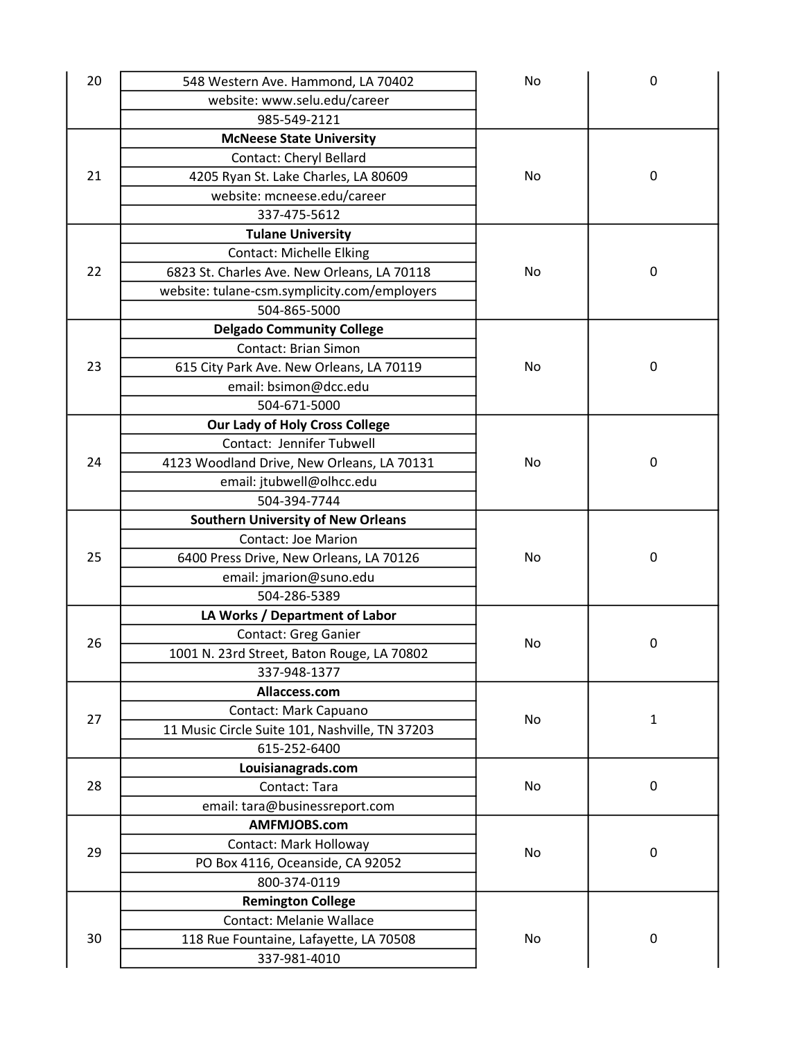| | | | |
|---|---|---|---|
| 20 | 548 Western Ave. Hammond, LA 70402<br>website: www.selu.edu/career<br>985-549-2121 | No | 0 |
| 21 | **McNeese State University**<br>Contact: Cheryl Bellard<br>4205 Ryan St. Lake Charles, LA 80609<br>website: mcneese.edu/career<br>337-475-5612 | No | 0 |
| 22 | **Tulane University**<br>Contact: Michelle Elking<br>6823 St. Charles Ave. New Orleans, LA 70118<br>website: tulane-csm.symplicity.com/employers<br>504-865-5000 | No | 0 |
| 23 | **Delgado Community College**<br>Contact: Brian Simon<br>615 City Park Ave. New Orleans, LA 70119<br>email: bsimon@dcc.edu<br>504-671-5000 | No | 0 |
| 24 | **Our Lady of Holy Cross College**<br>Contact: Jennifer Tubwell<br>4123 Woodland Drive, New Orleans, LA 70131<br>email: jtubwell@olhcc.edu<br>504-394-7744 | No | 0 |
| 25 | **Southern University of New Orleans**<br>Contact: Joe Marion<br>6400 Press Drive, New Orleans, LA 70126<br>email: jmarion@suno.edu<br>504-286-5389 | No | 0 |
| 26 | **LA Works / Department of Labor**<br>Contact: Greg Ganier<br>1001 N. 23rd Street, Baton Rouge, LA 70802<br>337-948-1377 | No | 0 |
| 27 | **Allaccess.com**<br>Contact: Mark Capuano<br>11 Music Circle Suite 101, Nashville, TN 37203<br>615-252-6400 | No | 1 |
| 28 | **Louisianagrads.com**<br>Contact: Tara<br>email: tara@businessreport.com | No | 0 |
| 29 | **AMFMJOBS.com**<br>Contact: Mark Holloway<br>PO Box 4116, Oceanside, CA 92052<br>800-374-0119 | No | 0 |
| 30 | **Remington College**<br>Contact: Melanie Wallace<br>118 Rue Fountaine, Lafayette, LA 70508<br>337-981-4010 | No | 0 |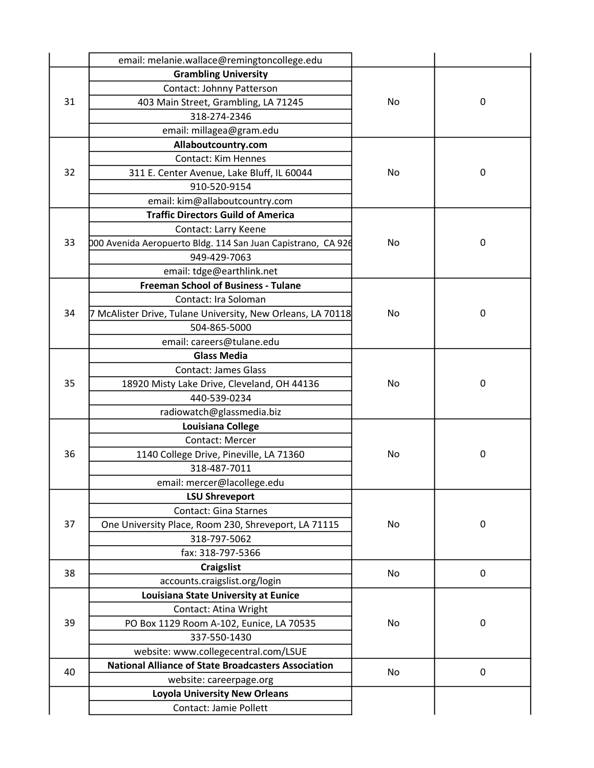| | | | |
|---|---|---|---|
| | email: melanie.wallace@remingtoncollege.edu | | |
| 31 | **Grambling University**<br>Contact: Johnny Patterson<br>403 Main Street, Grambling, LA 71245<br>318-274-2346<br>email: millagea@gram.edu | No | 0 |
| 32 | **Allaboutcountry.com**<br>Contact: Kim Hennes<br>311 E. Center Avenue, Lake Bluff, IL 60044<br>910-520-9154<br>email: kim@allaboutcountry.com | No | 0 |
| 33 | **Traffic Directors Guild of America**<br>Contact: Larry Keene<br>000 Avenida Aeropuerto Bldg. 114 San Juan Capistrano, CA 926<br>949-429-7063<br>email: tdge@earthlink.net | No | 0 |
| 34 | **Freeman School of Business - Tulane**<br>Contact: Ira Soloman<br>7 McAlister Drive, Tulane University, New Orleans, LA 70118<br>504-865-5000<br>email: careers@tulane.edu | No | 0 |
| 35 | **Glass Media**<br>Contact: James Glass<br>18920 Misty Lake Drive, Cleveland, OH 44136<br>440-539-0234<br>radiowatch@glassmedia.biz | No | 0 |
| 36 | **Louisiana College**<br>Contact: Mercer<br>1140 College Drive, Pineville, LA 71360<br>318-487-7011<br>email: mercer@lacollege.edu | No | 0 |
| 37 | **LSU Shreveport**<br>Contact: Gina Starnes<br>One University Place, Room 230, Shreveport, LA 71115<br>318-797-5062<br>fax: 318-797-5366 | No | 0 |
| 38 | **Craigslist**<br>accounts.craigslist.org/login | No | 0 |
| 39 | **Louisiana State University at Eunice**<br>Contact: Atina Wright<br>PO Box 1129 Room A-102, Eunice, LA 70535<br>337-550-1430<br>website: www.collegecentral.com/LSUE | No | 0 |
| 40 | **National Alliance of State Broadcasters Association**<br>website: careerpage.org | No | 0 |
| | **Loyola University New Orleans**<br>Contact: Jamie Pollett | | |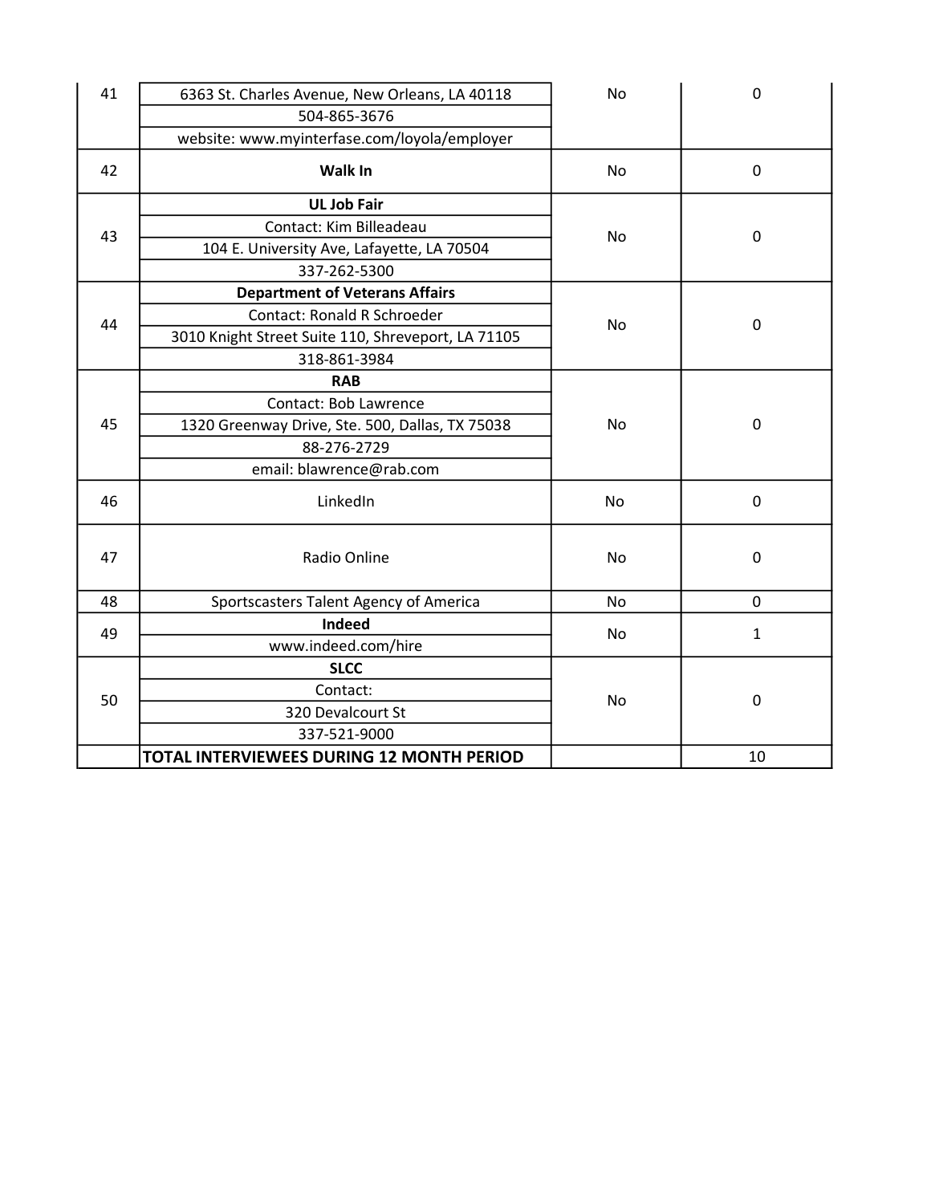| | | | |
|---|---|---|---|
| 41 | 6363 St. Charles Avenue, New Orleans, LA 40118 | No | 0 |
| | 504-865-3676 | | |
| | website: www.myinterfase.com/loyola/employer | | |
| 42 | **Walk In** | No | 0 |
| 43 | **UL Job Fair** | No | 0 |
| | Contact: Kim Billeadeau | | |
| | 104 E. University Ave, Lafayette, LA 70504 | | |
| | 337-262-5300 | | |
| 44 | **Department of Veterans Affairs** | No | 0 |
| | Contact: Ronald R Schroeder | | |
| | 3010 Knight Street Suite 110, Shreveport, LA 71105 | | |
| | 318-861-3984 | | |
| 45 | **RAB** | No | 0 |
| | Contact: Bob Lawrence | | |
| | 1320 Greenway Drive, Ste. 500, Dallas, TX 75038 | | |
| | 88-276-2729 | | |
| | email: blawrence@rab.com | | |
| 46 | LinkedIn | No | 0 |
| 47 | Radio Online | No | 0 |
| 48 | Sportscasters Talent Agency of America | No | 0 |
| 49 | **Indeed** | No | 1 |
| | www.indeed.com/hire | | |
| 50 | **SLCC** | No | 0 |
| | Contact: | | |
| | 320 Devalcourt St | | |
| | 337-521-9000 | | |
| | **TOTAL INTERVIEWEES DURING 12 MONTH PERIOD** | | 10 |